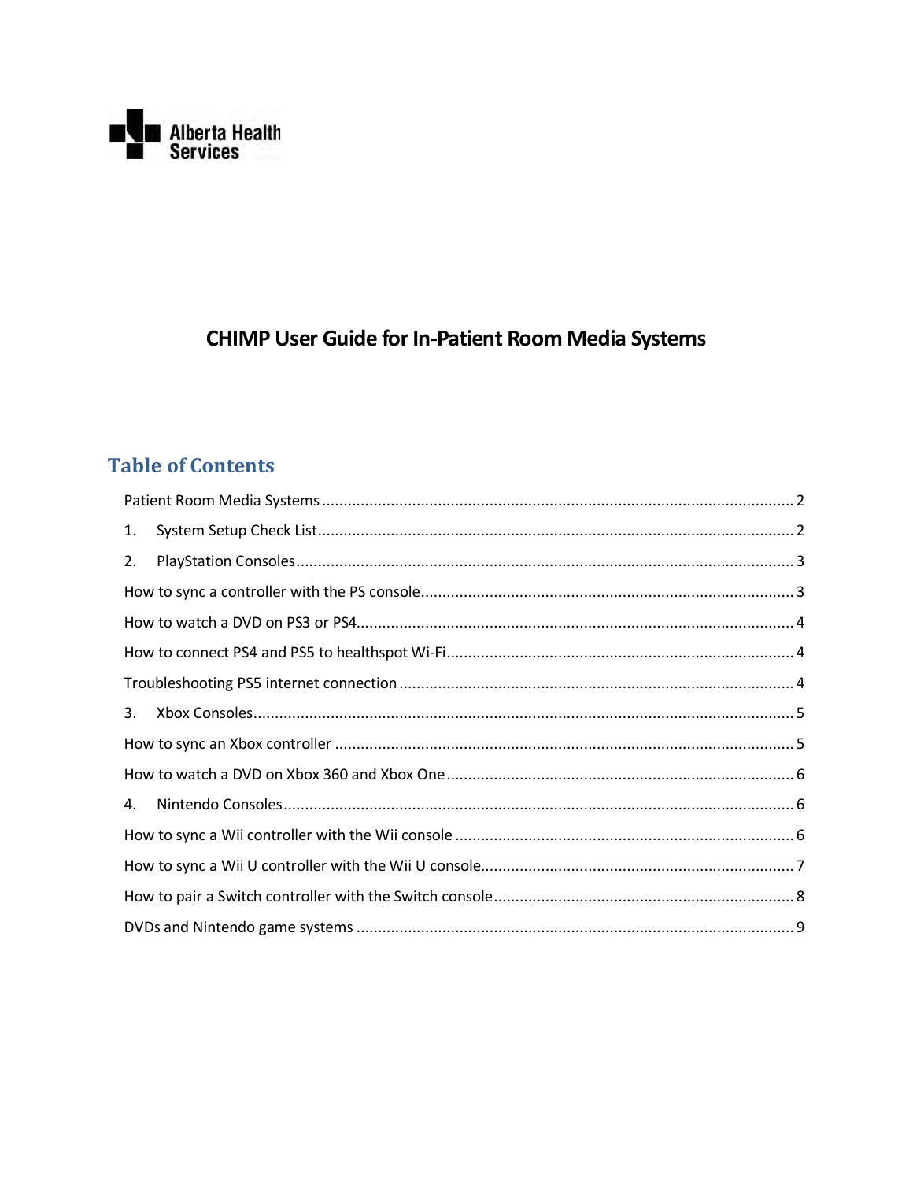Alberta Health Services

# CHIMP User Guide for In-Patient Room Media Systems

## Table of Contents

Patient Room Media Systems ..... 2

1. System Setup Check List ..... 2
2. PlayStation Consoles ..... 3

How to sync a controller with the PS console ..... 3

How to watch a DVD on PS3 or PS4 ..... 4

How to connect PS4 and PS5 to healthspot Wi-Fi ..... 4

Troubleshooting PS5 internet connection ..... 4

3. Xbox Consoles ..... 5

How to sync an Xbox controller ..... 5

How to watch a DVD on Xbox 360 and Xbox One ..... 6

4. Nintendo Consoles ..... 6

How to sync a Wii controller with the Wii console ..... 6

How to sync a Wii U controller with the Wii U console ..... 7

How to pair a Switch controller with the Switch console ..... 8

DVDs and Nintendo game systems ..... 9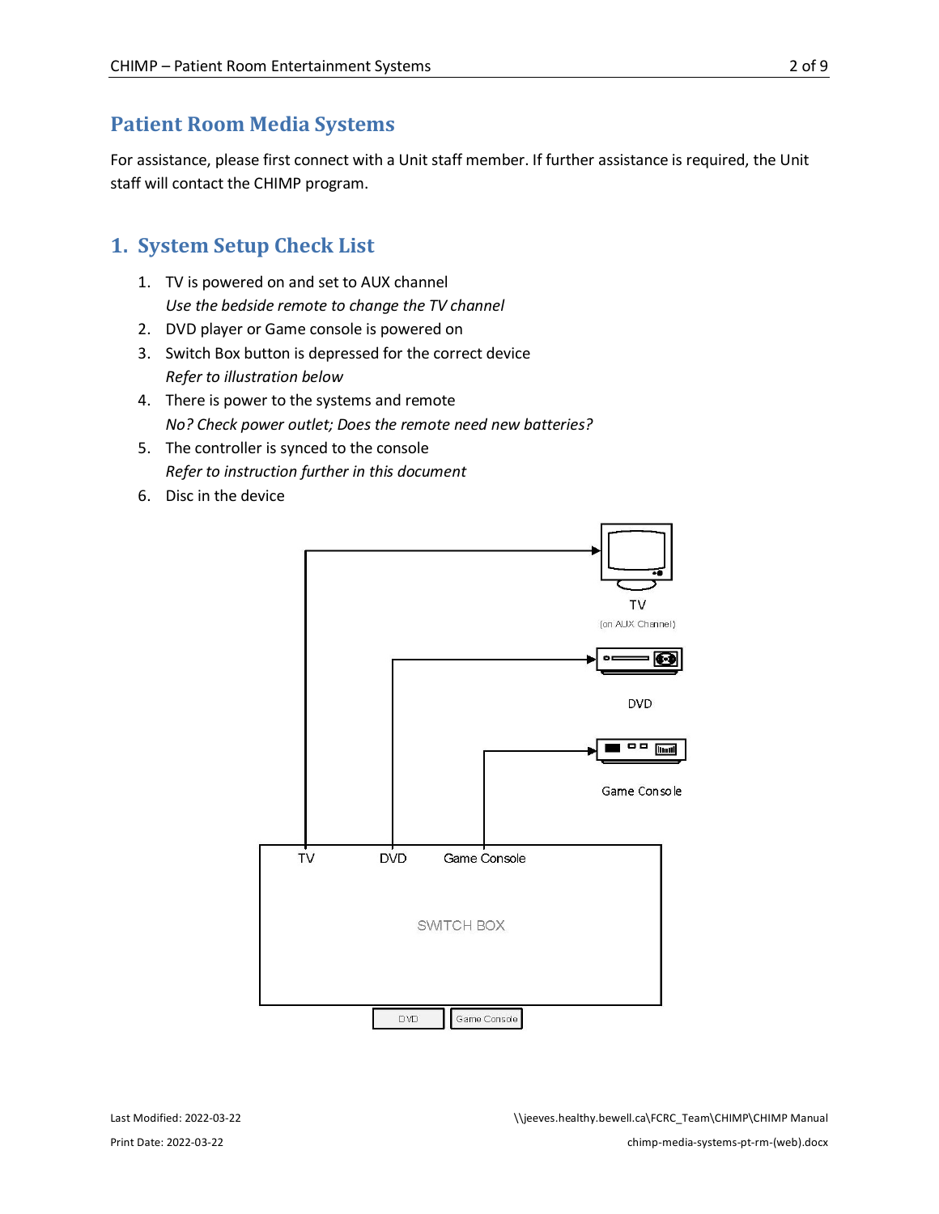## Patient Room Media Systems

For assistance, please first connect with a Unit staff member. If further assistance is required, the Unit staff will contact the CHIMP program.

## 1. System Setup Check List

1. TV is powered on and set to AUX channel
   *Use the bedside remote to change the TV channel*
2. DVD player or Game console is powered on
3. Switch Box button is depressed for the correct device
   *Refer to illustration below*
4. There is power to the systems and remote
   *No? Check power outlet; Does the remote need new batteries?*
5. The controller is synced to the console
   *Refer to instruction further in this document*
6. Disc in the device

TV
(on AUX Channel)

DVD

Game Console

TV DVD Game Console

SWITCH BOX

DVD Game Console

Last Modified: 2022-03-22

Print Date: 2022-03-22

\\jeeves.healthy.bewell.ca\FCRC_Team\CHIMP\CHIMP Manual chimp-media-systems-pt-rm-(web).docx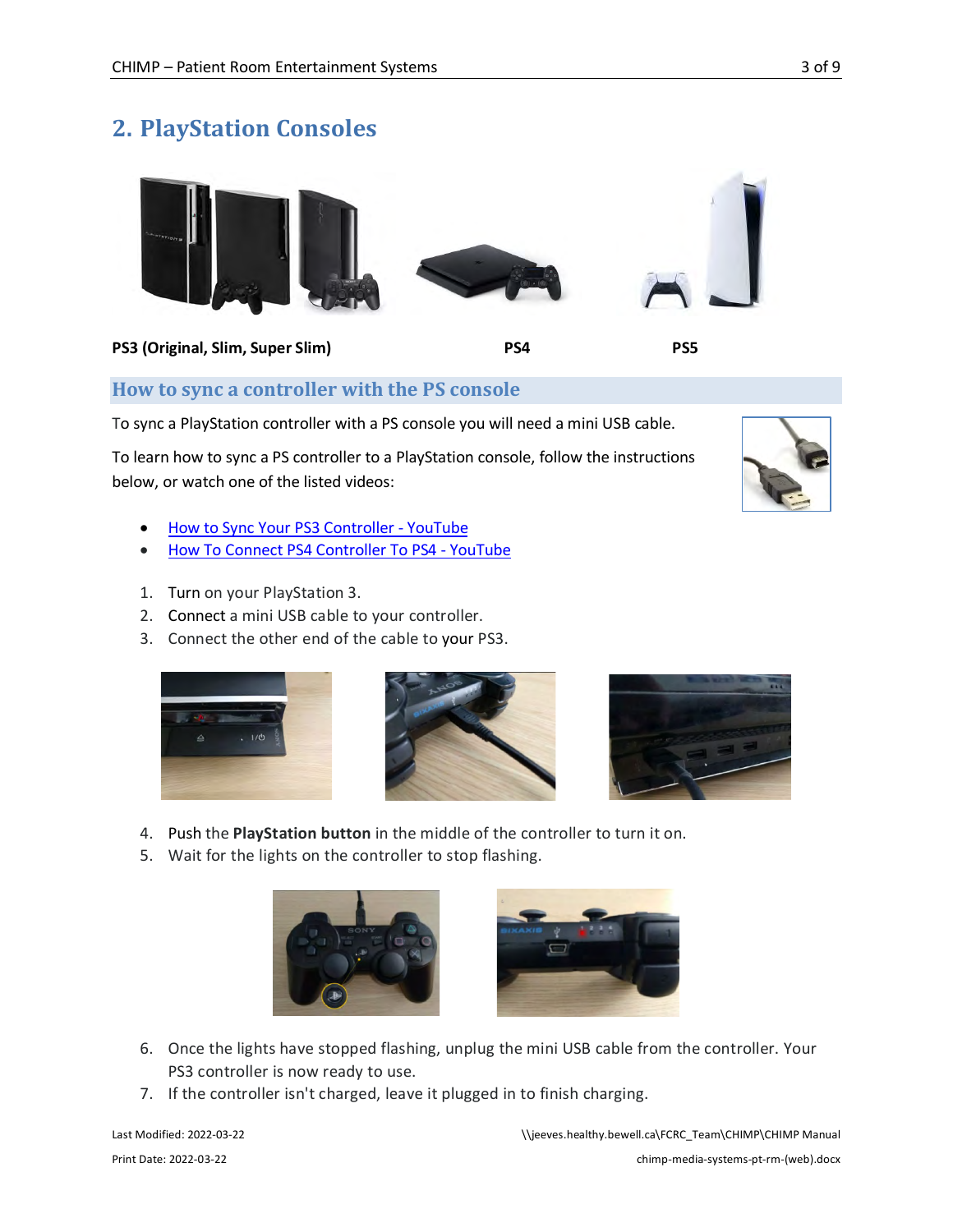## 2. PlayStation Consoles

**PS3 (Original, Slim, Super Slim)** **PS4** **PS5**

### How to sync a controller with the PS console

To sync a PlayStation controller with a PS console you will need a mini USB cable.

To learn how to sync a PS controller to a PlayStation console, follow the instructions below, or watch one of the listed videos:

- How to Sync Your PS3 Controller - YouTube
- How To Connect PS4 Controller To PS4 - YouTube

1. Turn on your PlayStation 3.
2. Connect a mini USB cable to your controller.
3. Connect the other end of the cable to your PS3.
4. Push the **PlayStation button** in the middle of the controller to turn it on.
5. Wait for the lights on the controller to stop flashing.
6. Once the lights have stopped flashing, unplug the mini USB cable from the controller. Your PS3 controller is now ready to use.
7. If the controller isn't charged, leave it plugged in to finish charging.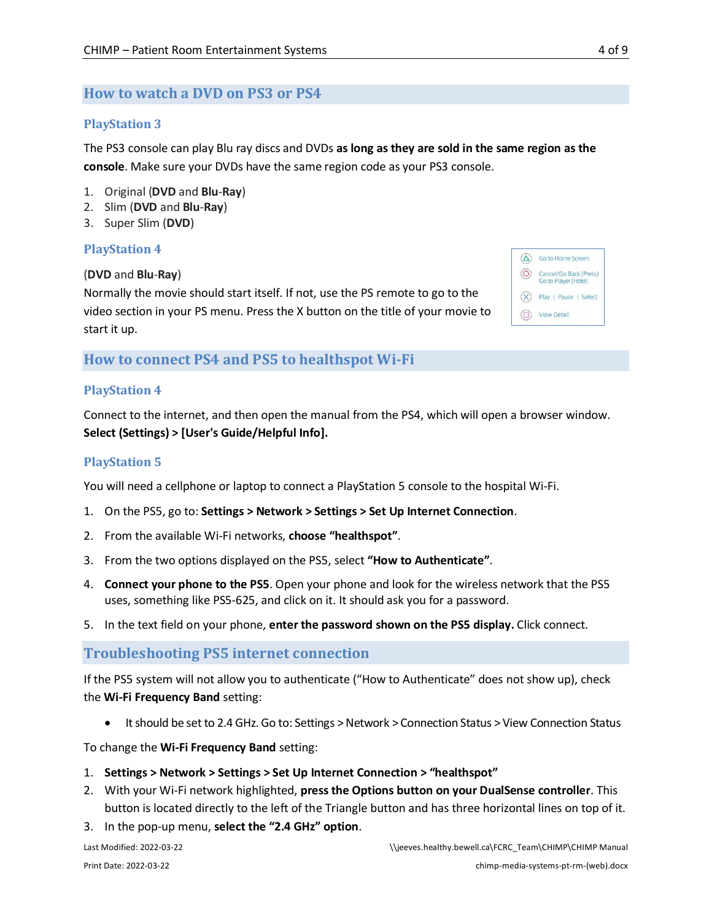## How to watch a DVD on PS3 or PS4

### PlayStation 3

The PS3 console can play Blu ray discs and DVDs **as long as they are sold in the same region as the console**. Make sure your DVDs have the same region code as your PS3 console.

1. Original (**DVD** and **Blu-Ray**)
2. Slim (**DVD** and **Blu-Ray**)
3. Super Slim (**DVD**)

### PlayStation 4

(**DVD** and **Blu-Ray**)
Normally the movie should start itself. If not, use the PS remote to go to the video section in your PS menu. Press the X button on the title of your movie to start it up.

- △ Go to Home Screen
- ○ Cancel/Go Back (Press) Go to Player (Hold)
- ✕ Play | Pause | Select
- □ View Detail

## How to connect PS4 and PS5 to healthspot Wi-Fi

### PlayStation 4

Connect to the internet, and then open the manual from the PS4, which will open a browser window. **Select (Settings) > [User's Guide/Helpful Info].**

### PlayStation 5

You will need a cellphone or laptop to connect a PlayStation 5 console to the hospital Wi-Fi.

1. On the PS5, go to: **Settings > Network > Settings > Set Up Internet Connection**.
2. From the available Wi-Fi networks, **choose "healthspot"**.
3. From the two options displayed on the PS5, select **"How to Authenticate"**.
4. **Connect your phone to the PS5**. Open your phone and look for the wireless network that the PS5 uses, something like PS5-625, and click on it. It should ask you for a password.
5. In the text field on your phone, **enter the password shown on the PS5 display.** Click connect.

## Troubleshooting PS5 internet connection

If the PS5 system will not allow you to authenticate ("How to Authenticate" does not show up), check the **Wi-Fi Frequency Band** setting:

- It should be set to 2.4 GHz. Go to: Settings > Network > Connection Status > View Connection Status

To change the **Wi-Fi Frequency Band** setting:

1. **Settings > Network > Settings > Set Up Internet Connection > "healthspot"**
2. With your Wi-Fi network highlighted, **press the Options button on your DualSense controller**. This button is located directly to the left of the Triangle button and has three horizontal lines on top of it.
3. In the pop-up menu, **select the "2.4 GHz" option**.

Last Modified: 2022-03-22 \\jeeves.healthy.bewell.ca\FCRC_Team\CHIMP\CHIMP Manual
Print Date: 2022-03-22 chimp-media-systems-pt-rm-(web).docx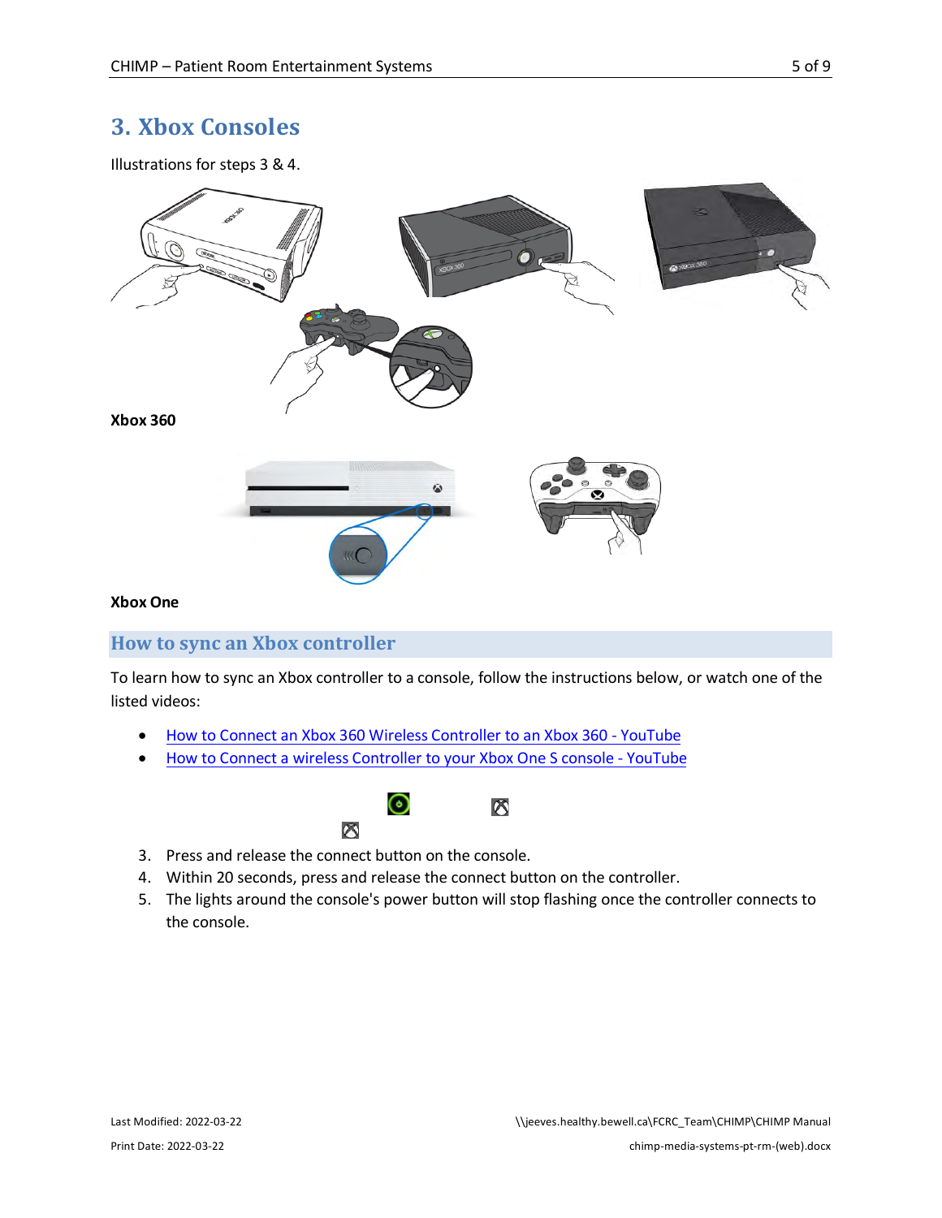# 3. Xbox Consoles

Illustrations for steps 3 & 4.

**Xbox 360**

**Xbox One**

## How to sync an Xbox controller

To learn how to sync an Xbox controller to a console, follow the instructions below, or watch one of the listed videos:

- How to Connect an Xbox 360 Wireless Controller to an Xbox 360 - YouTube
- How to Connect a wireless Controller to your Xbox One S console - YouTube

3. Press and release the connect button on the console.
4. Within 20 seconds, press and release the connect button on the controller.
5. The lights around the console's power button will stop flashing once the controller connects to the console.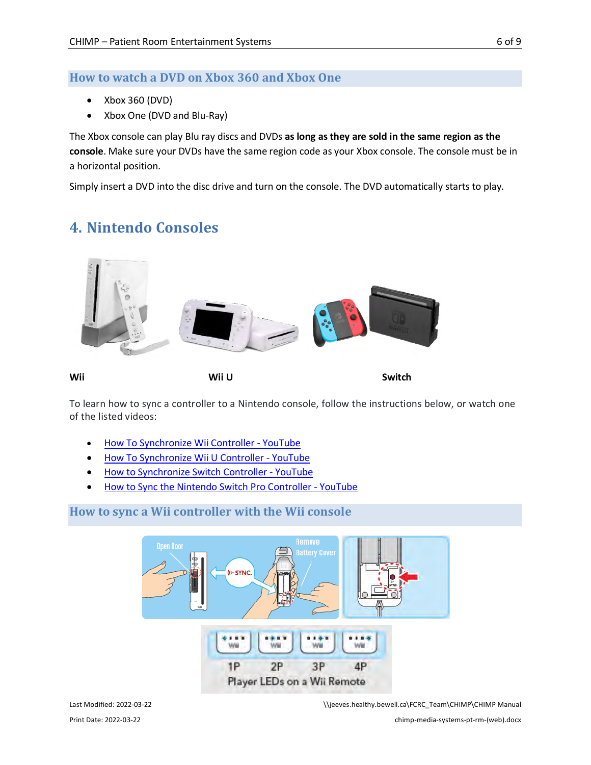## How to watch a DVD on Xbox 360 and Xbox One

- Xbox 360 (DVD)
- Xbox One (DVD and Blu-Ray)

The Xbox console can play Blu ray discs and DVDs **as long as they are sold in the same region as the console**. Make sure your DVDs have the same region code as your Xbox console. The console must be in a horizontal position.

Simply insert a DVD into the disc drive and turn on the console. The DVD automatically starts to play.

# 4. Nintendo Consoles

**Wii** **Wii U** **Switch**

To learn how to sync a controller to a Nintendo console, follow the instructions below, or watch one of the listed videos:

- How To Synchronize Wii Controller - YouTube
- How To Synchronize Wii U Controller - YouTube
- How to Synchronize Switch Controller - YouTube
- How to Sync the Nintendo Switch Pro Controller - YouTube

## How to sync a Wii controller with the Wii console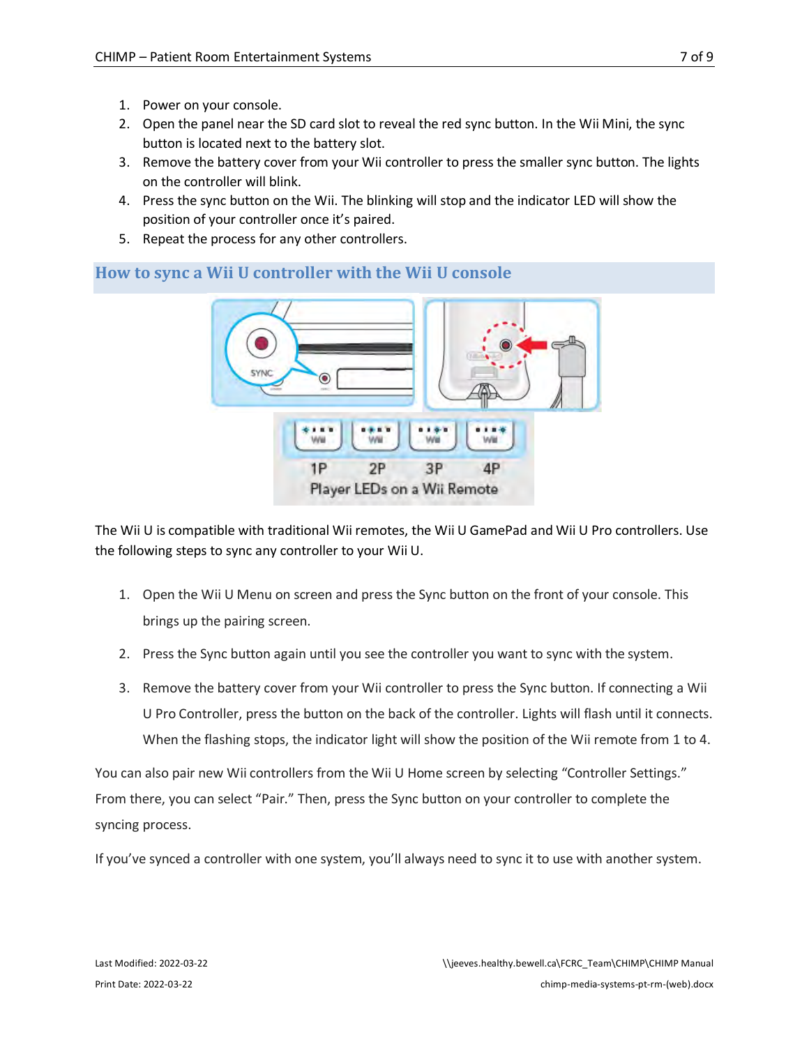1. Power on your console.
2. Open the panel near the SD card slot to reveal the red sync button. In the Wii Mini, the sync button is located next to the battery slot.
3. Remove the battery cover from your Wii controller to press the smaller sync button. The lights on the controller will blink.
4. Press the sync button on the Wii. The blinking will stop and the indicator LED will show the position of your controller once it's paired.
5. Repeat the process for any other controllers.

## How to sync a Wii U controller with the Wii U console

The Wii U is compatible with traditional Wii remotes, the Wii U GamePad and Wii U Pro controllers. Use the following steps to sync any controller to your Wii U.

1. Open the Wii U Menu on screen and press the Sync button on the front of your console. This brings up the pairing screen.
2. Press the Sync button again until you see the controller you want to sync with the system.
3. Remove the battery cover from your Wii controller to press the Sync button. If connecting a Wii U Pro Controller, press the button on the back of the controller. Lights will flash until it connects. When the flashing stops, the indicator light will show the position of the Wii remote from 1 to 4.

You can also pair new Wii controllers from the Wii U Home screen by selecting "Controller Settings." From there, you can select "Pair." Then, press the Sync button on your controller to complete the syncing process.

If you've synced a controller with one system, you'll always need to sync it to use with another system.

Last Modified: 2022-03-22 \\jeeves.healthy.bewell.ca\FCRC_Team\CHIMP\CHIMP Manual
Print Date: 2022-03-22 chimp-media-systems-pt-rm-(web).docx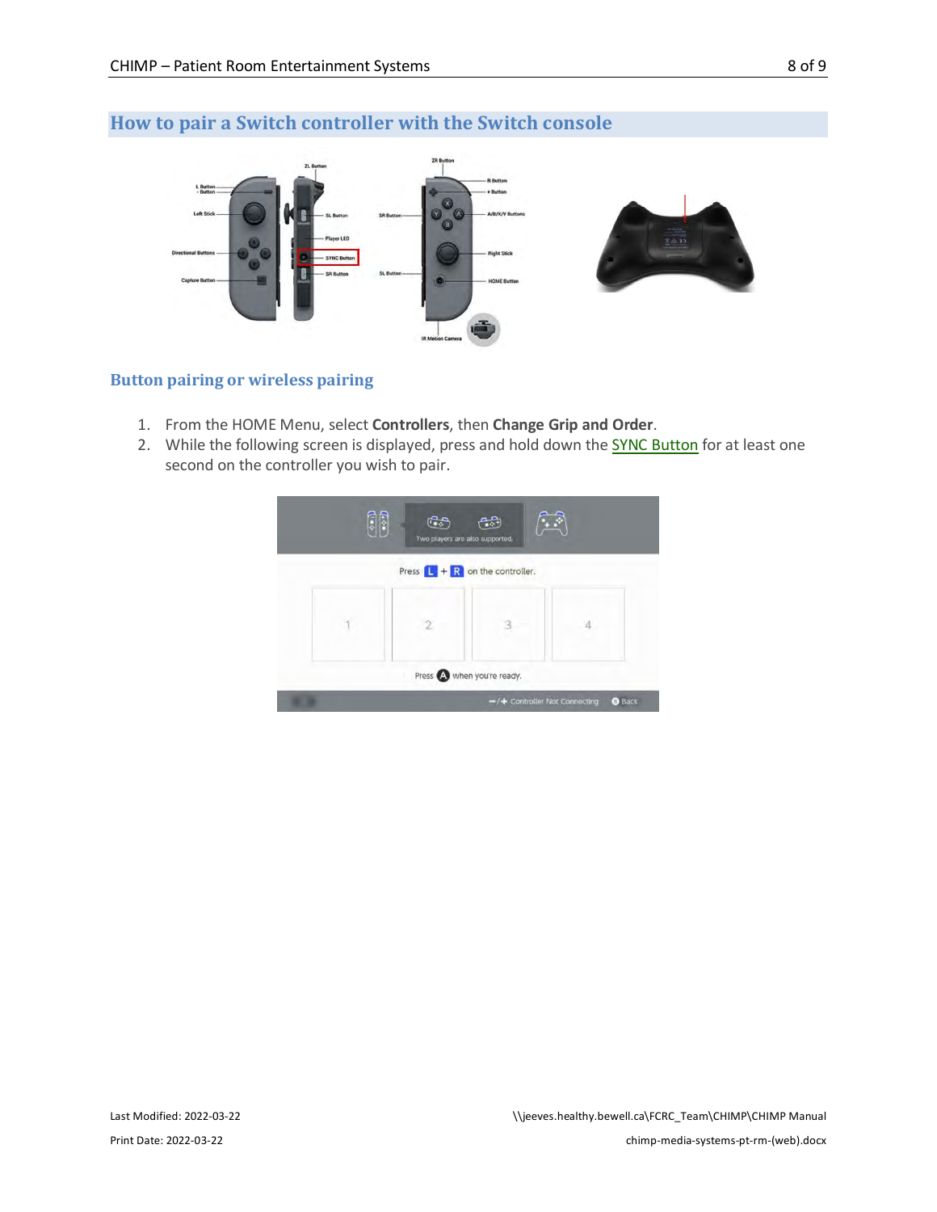## How to pair a Switch controller with the Switch console

### Button pairing or wireless pairing

1. From the HOME Menu, select **Controllers**, then **Change Grip and Order**.
2. While the following screen is displayed, press and hold down the SYNC Button for at least one second on the controller you wish to pair.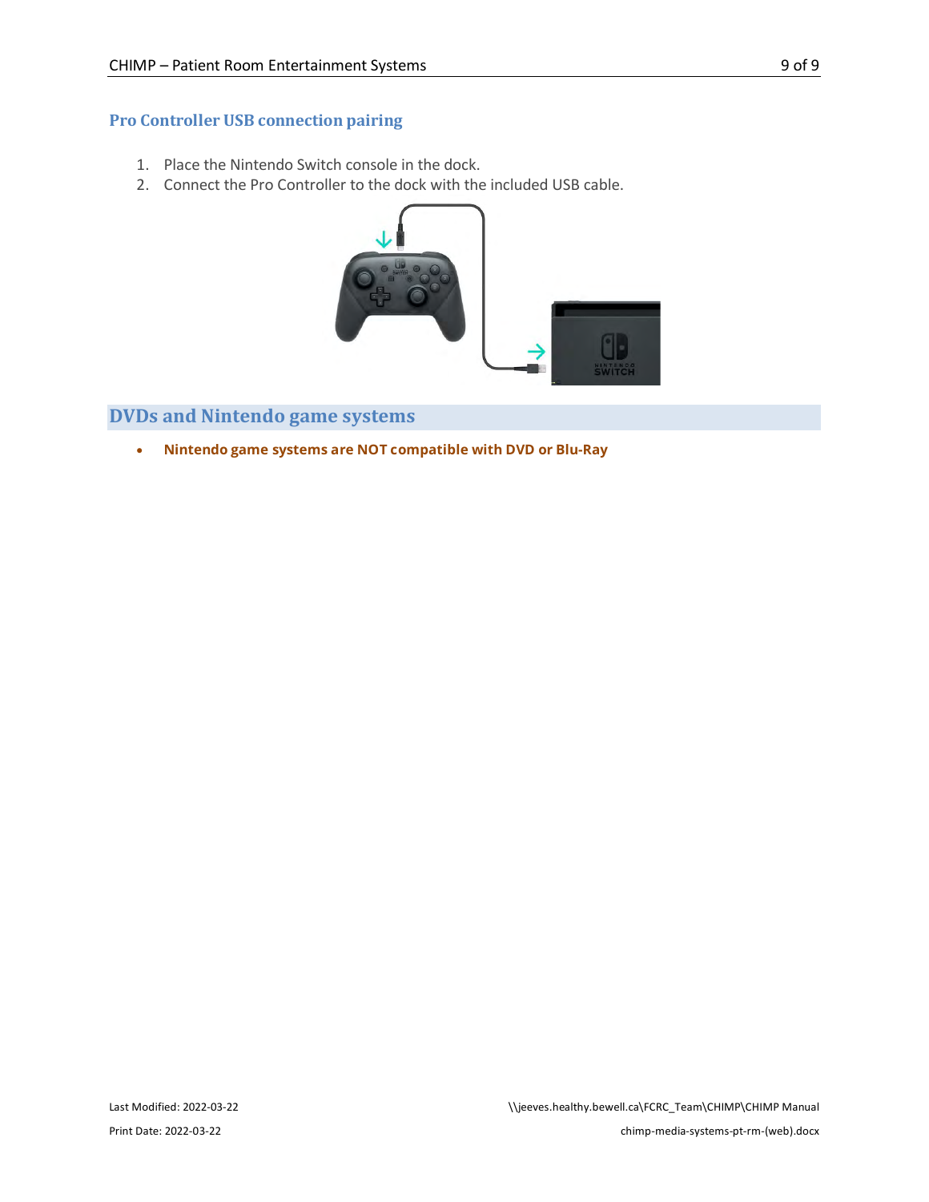### Pro Controller USB connection pairing

1. Place the Nintendo Switch console in the dock.
2. Connect the Pro Controller to the dock with the included USB cable.

## DVDs and Nintendo game systems

- **Nintendo game systems are NOT compatible with DVD or Blu-Ray**